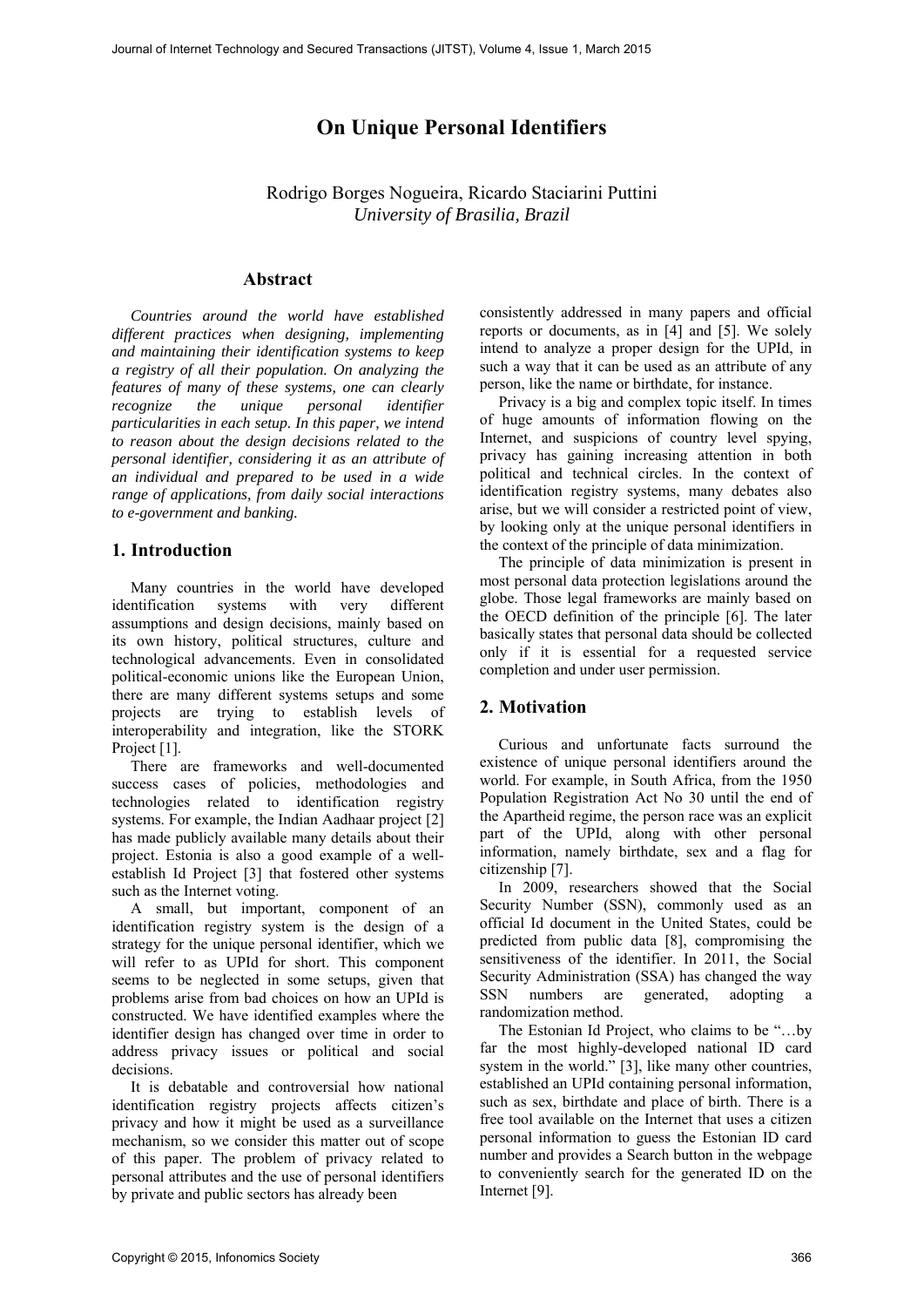# On Unique Personal Identifiers

Rodrigo Borges Nogueira, Ricardo Staciarini Puttini
*University of Brasilia, Brazil*

## Abstract

*Countries around the world have established different practices when designing, implementing and maintaining their identification systems to keep a registry of all their population. On analyzing the features of many of these systems, one can clearly recognize the unique personal identifier particularities in each setup. In this paper, we intend to reason about the design decisions related to the personal identifier, considering it as an attribute of an individual and prepared to be used in a wide range of applications, from daily social interactions to e-government and banking.*

## 1. Introduction

Many countries in the world have developed identification systems with very different assumptions and design decisions, mainly based on its own history, political structures, culture and technological advancements. Even in consolidated political-economic unions like the European Union, there are many different systems setups and some projects are trying to establish levels of interoperability and integration, like the STORK Project [1].

There are frameworks and well-documented success cases of policies, methodologies and technologies related to identification registry systems. For example, the Indian Aadhaar project [2] has made publicly available many details about their project. Estonia is also a good example of a well-establish Id Project [3] that fostered other systems such as the Internet voting.

A small, but important, component of an identification registry system is the design of a strategy for the unique personal identifier, which we will refer to as UPId for short. This component seems to be neglected in some setups, given that problems arise from bad choices on how an UPId is constructed. We have identified examples where the identifier design has changed over time in order to address privacy issues or political and social decisions.

It is debatable and controversial how national identification registry projects affects citizen's privacy and how it might be used as a surveillance mechanism, so we consider this matter out of scope of this paper. The problem of privacy related to personal attributes and the use of personal identifiers by private and public sectors has already been consistently addressed in many papers and official reports or documents, as in [4] and [5]. We solely intend to analyze a proper design for the UPId, in such a way that it can be used as an attribute of any person, like the name or birthdate, for instance.

Privacy is a big and complex topic itself. In times of huge amounts of information flowing on the Internet, and suspicions of country level spying, privacy has gaining increasing attention in both political and technical circles. In the context of identification registry systems, many debates also arise, but we will consider a restricted point of view, by looking only at the unique personal identifiers in the context of the principle of data minimization.

The principle of data minimization is present in most personal data protection legislations around the globe. Those legal frameworks are mainly based on the OECD definition of the principle [6]. The later basically states that personal data should be collected only if it is essential for a requested service completion and under user permission.

## 2. Motivation

Curious and unfortunate facts surround the existence of unique personal identifiers around the world. For example, in South Africa, from the 1950 Population Registration Act No 30 until the end of the Apartheid regime, the person race was an explicit part of the UPId, along with other personal information, namely birthdate, sex and a flag for citizenship [7].

In 2009, researchers showed that the Social Security Number (SSN), commonly used as an official Id document in the United States, could be predicted from public data [8], compromising the sensitiveness of the identifier. In 2011, the Social Security Administration (SSA) has changed the way SSN numbers are generated, adopting a randomization method.

The Estonian Id Project, who claims to be "…by far the most highly-developed national ID card system in the world." [3], like many other countries, established an UPId containing personal information, such as sex, birthdate and place of birth. There is a free tool available on the Internet that uses a citizen personal information to guess the Estonian ID card number and provides a Search button in the webpage to conveniently search for the generated ID on the Internet [9].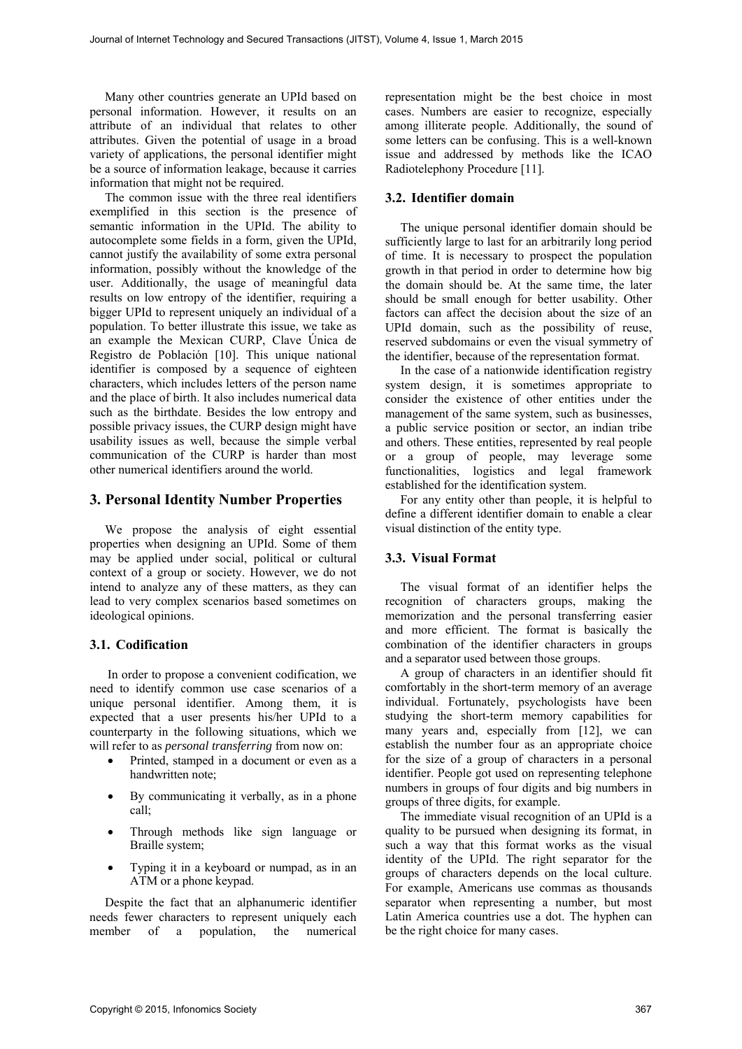Many other countries generate an UPId based on personal information. However, it results on an attribute of an individual that relates to other attributes. Given the potential of usage in a broad variety of applications, the personal identifier might be a source of information leakage, because it carries information that might not be required.

The common issue with the three real identifiers exemplified in this section is the presence of semantic information in the UPId. The ability to autocomplete some fields in a form, given the UPId, cannot justify the availability of some extra personal information, possibly without the knowledge of the user. Additionally, the usage of meaningful data results on low entropy of the identifier, requiring a bigger UPId to represent uniquely an individual of a population. To better illustrate this issue, we take as an example the Mexican CURP, Clave Única de Registro de Población [10]. This unique national identifier is composed by a sequence of eighteen characters, which includes letters of the person name and the place of birth. It also includes numerical data such as the birthdate. Besides the low entropy and possible privacy issues, the CURP design might have usability issues as well, because the simple verbal communication of the CURP is harder than most other numerical identifiers around the world.

## 3. Personal Identity Number Properties

We propose the analysis of eight essential properties when designing an UPId. Some of them may be applied under social, political or cultural context of a group or society. However, we do not intend to analyze any of these matters, as they can lead to very complex scenarios based sometimes on ideological opinions.

### 3.1. Codification

In order to propose a convenient codification, we need to identify common use case scenarios of a unique personal identifier. Among them, it is expected that a user presents his/her UPId to a counterparty in the following situations, which we will refer to as *personal transferring* from now on:

- Printed, stamped in a document or even as a handwritten note;
- By communicating it verbally, as in a phone call;
- Through methods like sign language or Braille system;
- Typing it in a keyboard or numpad, as in an ATM or a phone keypad.

Despite the fact that an alphanumeric identifier needs fewer characters to represent uniquely each member of a population, the numerical representation might be the best choice in most cases. Numbers are easier to recognize, especially among illiterate people. Additionally, the sound of some letters can be confusing. This is a well-known issue and addressed by methods like the ICAO Radiotelephony Procedure [11].

### 3.2. Identifier domain

The unique personal identifier domain should be sufficiently large to last for an arbitrarily long period of time. It is necessary to prospect the population growth in that period in order to determine how big the domain should be. At the same time, the later should be small enough for better usability. Other factors can affect the decision about the size of an UPId domain, such as the possibility of reuse, reserved subdomains or even the visual symmetry of the identifier, because of the representation format.

In the case of a nationwide identification registry system design, it is sometimes appropriate to consider the existence of other entities under the management of the same system, such as businesses, a public service position or sector, an indian tribe and others. These entities, represented by real people or a group of people, may leverage some functionalities, logistics and legal framework established for the identification system.

For any entity other than people, it is helpful to define a different identifier domain to enable a clear visual distinction of the entity type.

### 3.3. Visual Format

The visual format of an identifier helps the recognition of characters groups, making the memorization and the personal transferring easier and more efficient. The format is basically the combination of the identifier characters in groups and a separator used between those groups.

A group of characters in an identifier should fit comfortably in the short-term memory of an average individual. Fortunately, psychologists have been studying the short-term memory capabilities for many years and, especially from [12], we can establish the number four as an appropriate choice for the size of a group of characters in a personal identifier. People got used on representing telephone numbers in groups of four digits and big numbers in groups of three digits, for example.

The immediate visual recognition of an UPId is a quality to be pursued when designing its format, in such a way that this format works as the visual identity of the UPId. The right separator for the groups of characters depends on the local culture. For example, Americans use commas as thousands separator when representing a number, but most Latin America countries use a dot. The hyphen can be the right choice for many cases.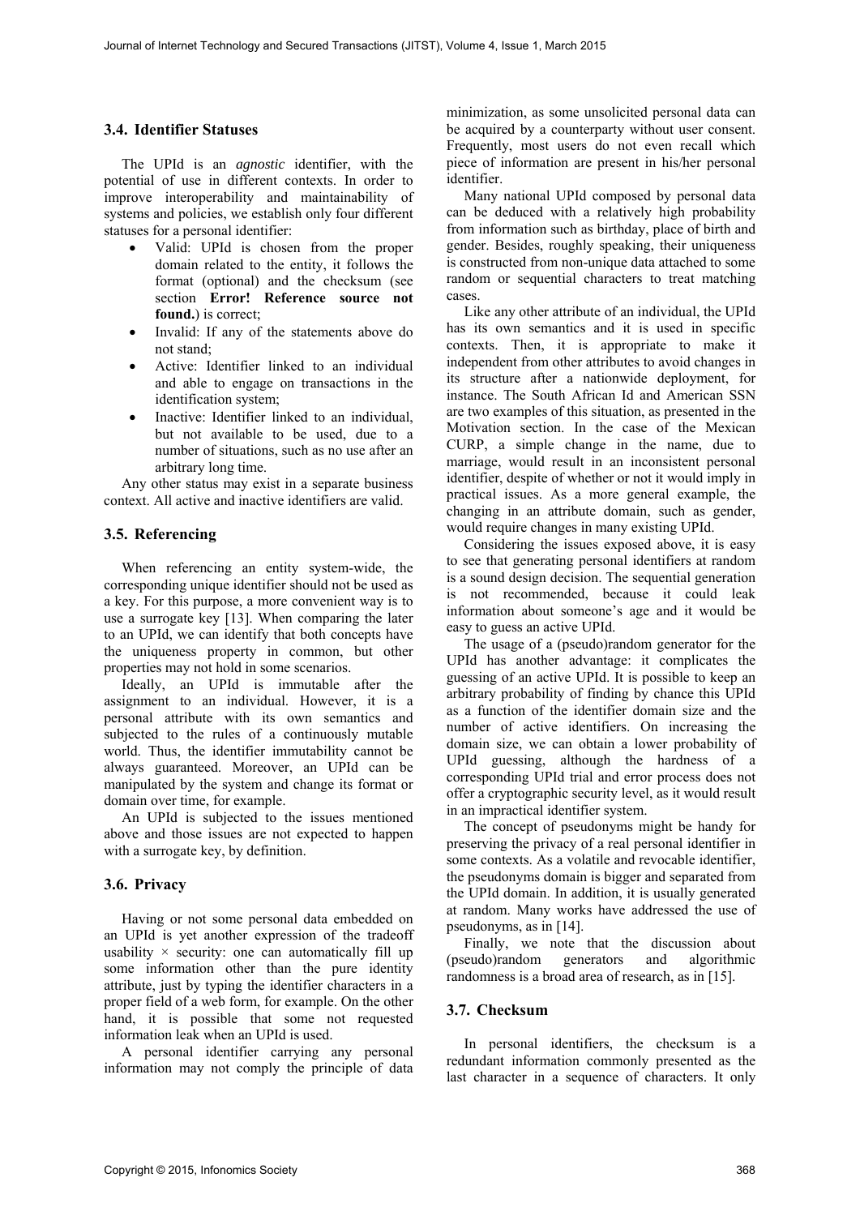### 3.4. Identifier Statuses

The UPId is an *agnostic* identifier, with the potential of use in different contexts. In order to improve interoperability and maintainability of systems and policies, we establish only four different statuses for a personal identifier:

- Valid: UPId is chosen from the proper domain related to the entity, it follows the format (optional) and the checksum (see section **Error! Reference source not found.**) is correct;
- Invalid: If any of the statements above do not stand;
- Active: Identifier linked to an individual and able to engage on transactions in the identification system;
- Inactive: Identifier linked to an individual, but not available to be used, due to a number of situations, such as no use after an arbitrary long time.

Any other status may exist in a separate business context. All active and inactive identifiers are valid.

### 3.5. Referencing

When referencing an entity system-wide, the corresponding unique identifier should not be used as a key. For this purpose, a more convenient way is to use a surrogate key [13]. When comparing the later to an UPId, we can identify that both concepts have the uniqueness property in common, but other properties may not hold in some scenarios.

Ideally, an UPId is immutable after the assignment to an individual. However, it is a personal attribute with its own semantics and subjected to the rules of a continuously mutable world. Thus, the identifier immutability cannot be always guaranteed. Moreover, an UPId can be manipulated by the system and change its format or domain over time, for example.

An UPId is subjected to the issues mentioned above and those issues are not expected to happen with a surrogate key, by definition.

### 3.6. Privacy

Having or not some personal data embedded on an UPId is yet another expression of the tradeoff usability × security: one can automatically fill up some information other than the pure identity attribute, just by typing the identifier characters in a proper field of a web form, for example. On the other hand, it is possible that some not requested information leak when an UPId is used.

A personal identifier carrying any personal information may not comply the principle of data minimization, as some unsolicited personal data can be acquired by a counterparty without user consent. Frequently, most users do not even recall which piece of information are present in his/her personal identifier.

Many national UPId composed by personal data can be deduced with a relatively high probability from information such as birthday, place of birth and gender. Besides, roughly speaking, their uniqueness is constructed from non-unique data attached to some random or sequential characters to treat matching cases.

Like any other attribute of an individual, the UPId has its own semantics and it is used in specific contexts. Then, it is appropriate to make it independent from other attributes to avoid changes in its structure after a nationwide deployment, for instance. The South African Id and American SSN are two examples of this situation, as presented in the Motivation section. In the case of the Mexican CURP, a simple change in the name, due to marriage, would result in an inconsistent personal identifier, despite of whether or not it would imply in practical issues. As a more general example, the changing in an attribute domain, such as gender, would require changes in many existing UPId.

Considering the issues exposed above, it is easy to see that generating personal identifiers at random is a sound design decision. The sequential generation is not recommended, because it could leak information about someone's age and it would be easy to guess an active UPId.

The usage of a (pseudo)random generator for the UPId has another advantage: it complicates the guessing of an active UPId. It is possible to keep an arbitrary probability of finding by chance this UPId as a function of the identifier domain size and the number of active identifiers. On increasing the domain size, we can obtain a lower probability of UPId guessing, although the hardness of a corresponding UPId trial and error process does not offer a cryptographic security level, as it would result in an impractical identifier system.

The concept of pseudonyms might be handy for preserving the privacy of a real personal identifier in some contexts. As a volatile and revocable identifier, the pseudonyms domain is bigger and separated from the UPId domain. In addition, it is usually generated at random. Many works have addressed the use of pseudonyms, as in [14].

Finally, we note that the discussion about (pseudo)random generators and algorithmic randomness is a broad area of research, as in [15].

### 3.7. Checksum

In personal identifiers, the checksum is a redundant information commonly presented as the last character in a sequence of characters. It only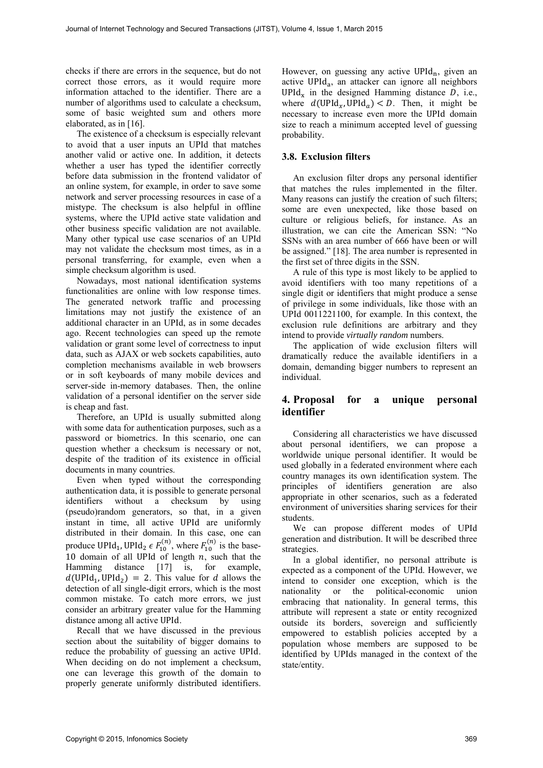checks if there are errors in the sequence, but do not correct those errors, as it would require more information attached to the identifier. There are a number of algorithms used to calculate a checksum, some of basic weighted sum and others more elaborated, as in [16].

The existence of a checksum is especially relevant to avoid that a user inputs an UPId that matches another valid or active one. In addition, it detects whether a user has typed the identifier correctly before data submission in the frontend validator of an online system, for example, in order to save some network and server processing resources in case of a mistype. The checksum is also helpful in offline systems, where the UPId active state validation and other business specific validation are not available. Many other typical use case scenarios of an UPId may not validate the checksum most times, as in a personal transferring, for example, even when a simple checksum algorithm is used.

Nowadays, most national identification systems functionalities are online with low response times. The generated network traffic and processing limitations may not justify the existence of an additional character in an UPId, as in some decades ago. Recent technologies can speed up the remote validation or grant some level of correctness to input data, such as AJAX or web sockets capabilities, auto completion mechanisms available in web browsers or in soft keyboards of many mobile devices and server-side in-memory databases. Then, the online validation of a personal identifier on the server side is cheap and fast.

Therefore, an UPId is usually submitted along with some data for authentication purposes, such as a password or biometrics. In this scenario, one can question whether a checksum is necessary or not, despite of the tradition of its existence in official documents in many countries.

Even when typed without the corresponding authentication data, it is possible to generate personal identifiers without a checksum by using (pseudo)random generators, so that, in a given instant in time, all active UPId are uniformly distributed in their domain. In this case, one can produce $\mathrm{UPId}_1, \mathrm{UPId}_2 \in F_{10}^{(n)}$, where $F_{10}^{(n)}$ is the base-10 domain of all UPId of length $n$, such that the Hamming distance [17] is, for example, $d(\mathrm{UPId}_1, \mathrm{UPId}_2) = 2$. This value for $d$ allows the detection of all single-digit errors, which is the most common mistake. To catch more errors, we just consider an arbitrary greater value for the Hamming distance among all active UPId.

Recall that we have discussed in the previous section about the suitability of bigger domains to reduce the probability of guessing an active UPId. When deciding on do not implement a checksum, one can leverage this growth of the domain to properly generate uniformly distributed identifiers. However, on guessing any active $\mathrm{UPId}_\mathrm{n}$, given an active $\mathrm{UPId}_\mathrm{a}$, an attacker can ignore all neighbors $\mathrm{UPId}_\mathrm{x}$ in the designed Hamming distance $D$, i.e., where $d(\mathrm{UPId}_x, \mathrm{UPId}_a) < D$. Then, it might be necessary to increase even more the UPId domain size to reach a minimum accepted level of guessing probability.

### 3.8. Exclusion filters

An exclusion filter drops any personal identifier that matches the rules implemented in the filter. Many reasons can justify the creation of such filters; some are even unexpected, like those based on culture or religious beliefs, for instance. As an illustration, we can cite the American SSN: "No SSNs with an area number of 666 have been or will be assigned." [18]. The area number is represented in the first set of three digits in the SSN.

A rule of this type is most likely to be applied to avoid identifiers with too many repetitions of a single digit or identifiers that might produce a sense of privilege in some individuals, like those with an UPId 0011221100, for example. In this context, the exclusion rule definitions are arbitrary and they intend to provide *virtually random* numbers.

The application of wide exclusion filters will dramatically reduce the available identifiers in a domain, demanding bigger numbers to represent an individual.

## 4. Proposal for a unique personal identifier

Considering all characteristics we have discussed about personal identifiers, we can propose a worldwide unique personal identifier. It would be used globally in a federated environment where each country manages its own identification system. The principles of identifiers generation are also appropriate in other scenarios, such as a federated environment of universities sharing services for their students.

We can propose different modes of UPId generation and distribution. It will be described three strategies.

In a global identifier, no personal attribute is expected as a component of the UPId. However, we intend to consider one exception, which is the nationality or the political-economic union embracing that nationality. In general terms, this attribute will represent a state or entity recognized outside its borders, sovereign and sufficiently empowered to establish policies accepted by a population whose members are supposed to be identified by UPIds managed in the context of the state/entity.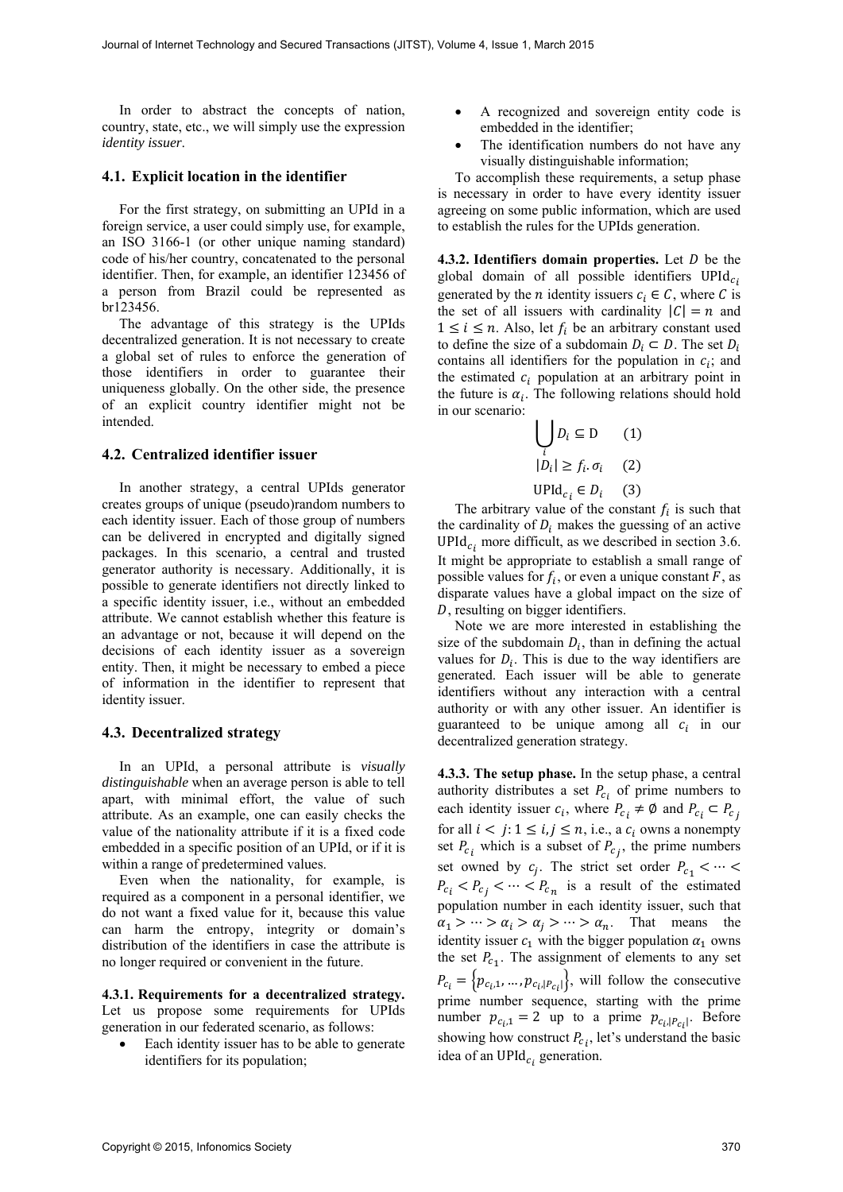In order to abstract the concepts of nation, country, state, etc., we will simply use the expression *identity issuer*.

### 4.1. Explicit location in the identifier

For the first strategy, on submitting an UPId in a foreign service, a user could simply use, for example, an ISO 3166-1 (or other unique naming standard) code of his/her country, concatenated to the personal identifier. Then, for example, an identifier 123456 of a person from Brazil could be represented as br123456.

The advantage of this strategy is the UPIds decentralized generation. It is not necessary to create a global set of rules to enforce the generation of those identifiers in order to guarantee their uniqueness globally. On the other side, the presence of an explicit country identifier might not be intended.

### 4.2. Centralized identifier issuer

In another strategy, a central UPIds generator creates groups of unique (pseudo)random numbers to each identity issuer. Each of those group of numbers can be delivered in encrypted and digitally signed packages. In this scenario, a central and trusted generator authority is necessary. Additionally, it is possible to generate identifiers not directly linked to a specific identity issuer, i.e., without an embedded attribute. We cannot establish whether this feature is an advantage or not, because it will depend on the decisions of each identity issuer as a sovereign entity. Then, it might be necessary to embed a piece of information in the identifier to represent that identity issuer.

### 4.3. Decentralized strategy

In an UPId, a personal attribute is *visually distinguishable* when an average person is able to tell apart, with minimal effort, the value of such attribute. As an example, one can easily checks the value of the nationality attribute if it is a fixed code embedded in a specific position of an UPId, or if it is within a range of predetermined values.

Even when the nationality, for example, is required as a component in a personal identifier, we do not want a fixed value for it, because this value can harm the entropy, integrity or domain's distribution of the identifiers in case the attribute is no longer required or convenient in the future.

**4.3.1. Requirements for a decentralized strategy.** Let us propose some requirements for UPIds generation in our federated scenario, as follows:

- Each identity issuer has to be able to generate identifiers for its population;
- A recognized and sovereign entity code is embedded in the identifier;
- The identification numbers do not have any visually distinguishable information;

To accomplish these requirements, a setup phase is necessary in order to have every identity issuer agreeing on some public information, which are used to establish the rules for the UPIds generation.

**4.3.2. Identifiers domain properties.** Let $D$ be the global domain of all possible identifiers $\text{UPId}_{c_i}$ generated by the $n$ identity issuers $c_i \in C$, where $C$ is the set of all issuers with cardinality $|C| = n$ and $1 \leq i \leq n$. Also, let $f_i$ be an arbitrary constant used to define the size of a subdomain $D_i \subset D$. The set $D_i$ contains all identifiers for the population in $c_i$; and the estimated $c_i$ population at an arbitrary point in the future is $\alpha_i$. The following relations should hold in our scenario:

$$\bigcup_i D_i \subseteq \text{D} \qquad (1)$$

$$|D_i| \geq f_i.\sigma_i \qquad (2)$$

$$\text{UPId}_{c_i} \in D_i \qquad (3)$$

The arbitrary value of the constant $f_i$ is such that the cardinality of $D_i$ makes the guessing of an active $\text{UPId}_{c_i}$ more difficult, as we described in section 3.6. It might be appropriate to establish a small range of possible values for $f_i$, or even a unique constant $F$, as disparate values have a global impact on the size of $D$, resulting on bigger identifiers.

Note we are more interested in establishing the size of the subdomain $D_i$, than in defining the actual values for $D_i$. This is due to the way identifiers are generated. Each issuer will be able to generate identifiers without any interaction with a central authority or with any other issuer. An identifier is guaranteed to be unique among all $c_i$ in our decentralized generation strategy.

**4.3.3. The setup phase.** In the setup phase, a central authority distributes a set $P_{c_i}$ of prime numbers to each identity issuer $c_i$, where $P_{c_i} \neq \emptyset$ and $P_{c_i} \subset P_{c_j}$ for all $i < j : 1 \leq i, j \leq n$, i.e., a $c_i$ owns a nonempty set $P_{c_i}$ which is a subset of $P_{c_j}$, the prime numbers set owned by $c_j$. The strict set order $P_{c_1} < \cdots < P_{c_i} < P_{c_j} < \cdots < P_{c_n}$ is a result of the estimated population number in each identity issuer, such that $\alpha_1 > \cdots > \alpha_i > \alpha_j > \cdots > \alpha_n$. That means the identity issuer $c_1$ with the bigger population $\alpha_1$ owns the set $P_{c_1}$. The assignment of elements to any set $P_{c_i} = \{p_{c_i,1}, \ldots, p_{c_i,|P_{c_i}|}\}$, will follow the consecutive prime number sequence, starting with the prime number $p_{c_i,1} = 2$ up to a prime $p_{c_i,|P_{c_i}|}$. Before showing how construct $P_{c_i}$, let's understand the basic idea of an $\text{UPId}_{c_i}$ generation.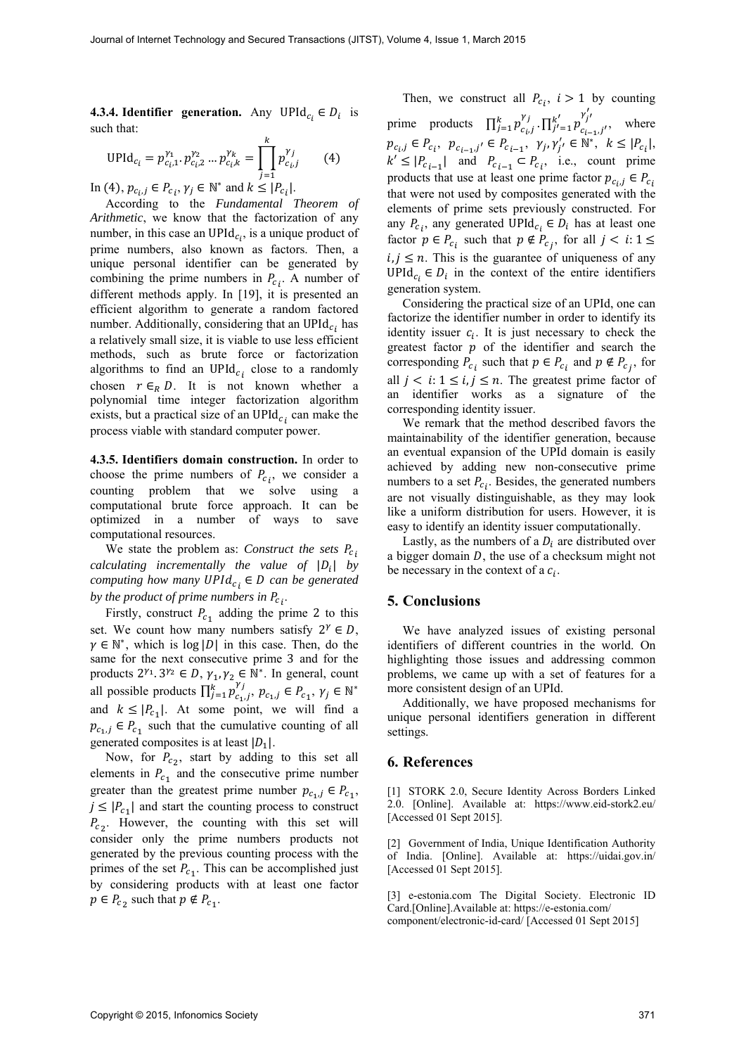**4.3.4. Identifier generation.** Any $\mathrm{UPId}_{c_i} \in D_i$ is such that:

$$\mathrm{UPId}_{c_i} = p_{c_i,1}^{\gamma_1}.p_{c_i,2}^{\gamma_2} \dots p_{c_i,k}^{\gamma_k} = \prod_{j=1}^{k} p_{c_i,j}^{\gamma_j} \qquad (4)$$

In (4), $p_{c_i,j} \in P_{c_i}$, $\gamma_j \in \mathbb{N}^*$ and $k \leq |P_{c_i}|$.

According to the *Fundamental Theorem of Arithmetic*, we know that the factorization of any number, in this case an $\mathrm{UPId}_{c_i}$, is a unique product of prime numbers, also known as factors. Then, a unique personal identifier can be generated by combining the prime numbers in $P_{c_i}$. A number of different methods apply. In [19], it is presented an efficient algorithm to generate a random factored number. Additionally, considering that an $\mathrm{UPId}_{c_i}$ has a relatively small size, it is viable to use less efficient methods, such as brute force or factorization algorithms to find an $\mathrm{UPId}_{c_i}$ close to a randomly chosen $r \in_R D$. It is not known whether a polynomial time integer factorization algorithm exists, but a practical size of an $\mathrm{UPId}_{c_i}$ can make the process viable with standard computer power.

**4.3.5. Identifiers domain construction.** In order to choose the prime numbers of $P_{c_i}$, we consider a counting problem that we solve using a computational brute force approach. It can be optimized in a number of ways to save computational resources.

We state the problem as: *Construct the sets $P_{c_i}$ calculating incrementally the value of $|D_i|$ by computing how many $UPId_{c_i} \in D$ can be generated by the product of prime numbers in $P_{c_i}$.*

Firstly, construct $P_{c_1}$ adding the prime 2 to this set. We count how many numbers satisfy $2^\gamma \in D$, $\gamma \in \mathbb{N}^*$, which is $\log|D|$ in this case. Then, do the same for the next consecutive prime 3 and for the products $2^{\gamma_1}.3^{\gamma_2} \in D$, $\gamma_1, \gamma_2 \in \mathbb{N}^*$. In general, count all possible products $\prod_{j=1}^{k} p_{c_1,j}^{\gamma_j}$, $p_{c_1,j} \in P_{c_1}$, $\gamma_j \in \mathbb{N}^*$ and $k \leq |P_{c_1}|$. At some point, we will find a $p_{c_1,j} \in P_{c_1}$ such that the cumulative counting of all generated composites is at least $|D_1|$.

Now, for $P_{c_2}$, start by adding to this set all elements in $P_{c_1}$ and the consecutive prime number greater than the greatest prime number $p_{c_1,j} \in P_{c_1}$, $j \leq |P_{c_1}|$ and start the counting process to construct $P_{c_2}$. However, the counting with this set will consider only the prime numbers products not generated by the previous counting process with the primes of the set $P_{c_1}$. This can be accomplished just by considering products with at least one factor $p \in P_{c_2}$ such that $p \notin P_{c_1}$.

Then, we construct all $P_{c_i}$, $i > 1$ by counting prime products $\prod_{j=1}^{k} p_{c_i,j}^{\gamma_j} . \prod_{j'=1}^{k'} p_{c_{i-1},j'}^{\gamma'_{j'}}$, where $p_{c_i,j} \in P_{c_i}$, $p_{c_{i-1},j'} \in P_{c_{i-1}}$, $\gamma_j, \gamma'_{j'} \in \mathbb{N}^*$, $k \leq |P_{c_i}|$, $k' \leq |P_{c_{i-1}}|$ and $P_{c_{i-1}} \subset P_{c_i}$, i.e., count prime products that use at least one prime factor $p_{c_i,j} \in P_{c_i}$ that were not used by composites generated with the elements of prime sets previously constructed. For any $P_{c_i}$, any generated $\mathrm{UPId}_{c_i} \in D_i$ has at least one factor $p \in P_{c_i}$ such that $p \notin P_{c_j}$, for all $j < i: 1 \leq i, j \leq n$. This is the guarantee of uniqueness of any $\mathrm{UPId}_{c_i} \in D_i$ in the context of the entire identifiers generation system.

Considering the practical size of an UPId, one can factorize the identifier number in order to identify its identity issuer $c_i$. It is just necessary to check the greatest factor $p$ of the identifier and search the corresponding $P_{c_i}$ such that $p \in P_{c_i}$ and $p \notin P_{c_j}$, for all $j < i: 1 \leq i, j \leq n$. The greatest prime factor of an identifier works as a signature of the corresponding identity issuer.

We remark that the method described favors the maintainability of the identifier generation, because an eventual expansion of the UPId domain is easily achieved by adding new non-consecutive prime numbers to a set $P_{c_i}$. Besides, the generated numbers are not visually distinguishable, as they may look like a uniform distribution for users. However, it is easy to identify an identity issuer computationally.

Lastly, as the numbers of a $D_i$ are distributed over a bigger domain $D$, the use of a checksum might not be necessary in the context of a $c_i$.

## 5. Conclusions

We have analyzed issues of existing personal identifiers of different countries in the world. On highlighting those issues and addressing common problems, we came up with a set of features for a more consistent design of an UPId.

Additionally, we have proposed mechanisms for unique personal identifiers generation in different settings.

## 6. References

[1] STORK 2.0, Secure Identity Across Borders Linked 2.0. [Online]. Available at: https://www.eid-stork2.eu/ [Accessed 01 Sept 2015].

[2] Government of India, Unique Identification Authority of India. [Online]. Available at: https://uidai.gov.in/ [Accessed 01 Sept 2015].

[3] e-estonia.com The Digital Society. Electronic ID Card.[Online].Available at: https://e-estonia.com/component/electronic-id-card/ [Accessed 01 Sept 2015]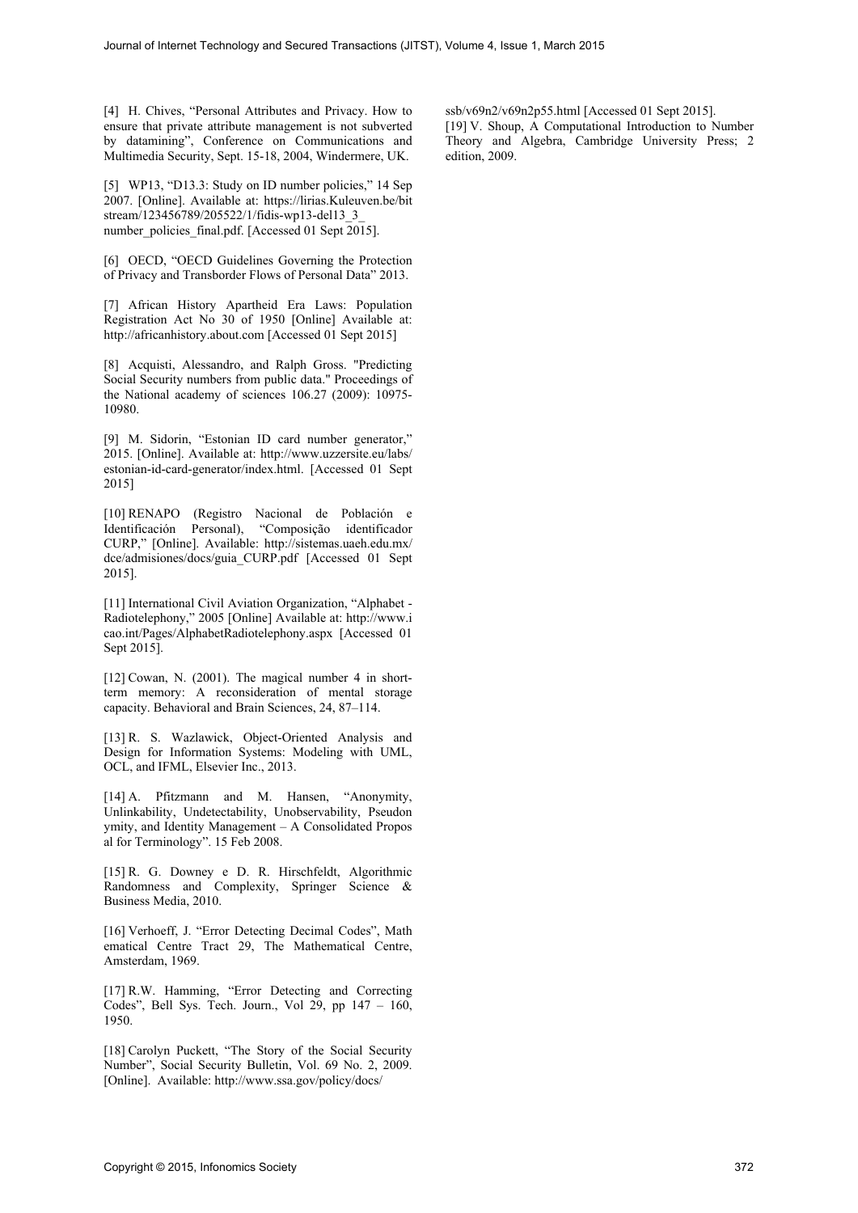[4] H. Chives, "Personal Attributes and Privacy. How to ensure that private attribute management is not subverted by datamining", Conference on Communications and Multimedia Security, Sept. 15-18, 2004, Windermere, UK.

[5] WP13, "D13.3: Study on ID number policies," 14 Sep 2007. [Online]. Available at: https://lirias.Kuleuven.be/bitstream/123456789/205522/1/fidis-wp13-del13_3_number_policies_final.pdf. [Accessed 01 Sept 2015].

[6] OECD, "OECD Guidelines Governing the Protection of Privacy and Transborder Flows of Personal Data" 2013.

[7] African History Apartheid Era Laws: Population Registration Act No 30 of 1950 [Online] Available at: http://africanhistory.about.com [Accessed 01 Sept 2015]

[8] Acquisti, Alessandro, and Ralph Gross. "Predicting Social Security numbers from public data." Proceedings of the National academy of sciences 106.27 (2009): 10975-10980.

[9] M. Sidorin, "Estonian ID card number generator," 2015. [Online]. Available at: http://www.uzzersite.eu/labs/estonian-id-card-generator/index.html. [Accessed 01 Sept 2015]

[10] RENAPO (Registro Nacional de Población e Identificación Personal), "Composição identificador CURP," [Online]. Available: http://sistemas.uaeh.edu.mx/dce/admisiones/docs/guia_CURP.pdf [Accessed 01 Sept 2015].

[11] International Civil Aviation Organization, "Alphabet - Radiotelephony," 2005 [Online] Available at: http://www.icao.int/Pages/AlphabetRadiotelephony.aspx [Accessed 01 Sept 2015].

[12] Cowan, N. (2001). The magical number 4 in short-term memory: A reconsideration of mental storage capacity. Behavioral and Brain Sciences, 24, 87–114.

[13] R. S. Wazlawick, Object-Oriented Analysis and Design for Information Systems: Modeling with UML, OCL, and IFML, Elsevier Inc., 2013.

[14] A. Pfitzmann and M. Hansen, "Anonymity, Unlinkability, Undetectability, Unobservability, Pseudonymity, and Identity Management – A Consolidated Proposal for Terminology". 15 Feb 2008.

[15] R. G. Downey e D. R. Hirschfeldt, Algorithmic Randomness and Complexity, Springer Science & Business Media, 2010.

[16] Verhoeff, J. "Error Detecting Decimal Codes", Mathematical Centre Tract 29, The Mathematical Centre, Amsterdam, 1969.

[17] R.W. Hamming, "Error Detecting and Correcting Codes", Bell Sys. Tech. Journ., Vol 29, pp 147 – 160, 1950.

[18] Carolyn Puckett, "The Story of the Social Security Number", Social Security Bulletin, Vol. 69 No. 2, 2009. [Online]. Available: http://www.ssa.gov/policy/docs/ssb/v69n2/v69n2p55.html [Accessed 01 Sept 2015].

[19] V. Shoup, A Computational Introduction to Number Theory and Algebra, Cambridge University Press; 2 edition, 2009.